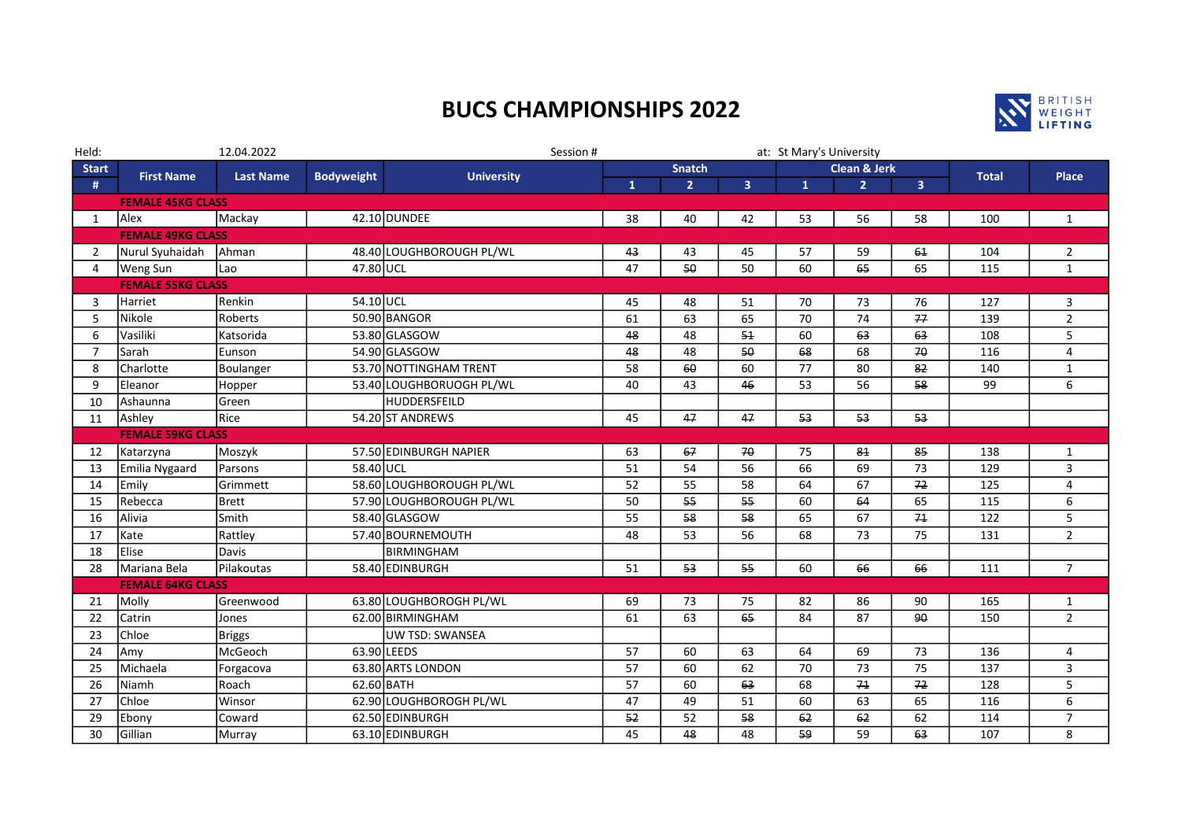# BUCS CHAMPIONSHIPS 2022

Held: 12.04.2022 Session # at: St Mary's University

| Start # | First Name | Last Name | Bodyweight | University | Snatch 1 | Snatch 2 | Snatch 3 | Clean & Jerk 1 | Clean & Jerk 2 | Clean & Jerk 3 | Total | Place |
|---|---|---|---|---|---|---|---|---|---|---|---|---|
| | **FEMALE 45KG CLASS** | | | | | | | | | | | |
| 1 | Alex | Mackay | 42.10 | DUNDEE | 38 | 40 | 42 | 53 | 56 | 58 | 100 | 1 |
| | **FEMALE 49KG CLASS** | | | | | | | | | | | |
| 2 | Nurul Syuhaidah | Ahman | 48.40 | LOUGHBOROUGH PL/WL | ~~43~~ | 43 | 45 | 57 | 59 | ~~61~~ | 104 | 2 |
| 4 | Weng Sun | Lao | 47.80 | UCL | 47 | ~~50~~ | 50 | 60 | ~~65~~ | 65 | 115 | 1 |
| | **FEMALE 55KG CLASS** | | | | | | | | | | | |
| 3 | Harriet | Renkin | 54.10 | UCL | 45 | 48 | 51 | 70 | 73 | 76 | 127 | 3 |
| 5 | Nikole | Roberts | 50.90 | BANGOR | 61 | 63 | 65 | 70 | 74 | ~~77~~ | 139 | 2 |
| 6 | Vasiliki | Katsorida | 53.80 | GLASGOW | ~~48~~ | 48 | ~~51~~ | 60 | ~~63~~ | ~~63~~ | 108 | 5 |
| 7 | Sarah | Eunson | 54.90 | GLASGOW | ~~48~~ | 48 | ~~50~~ | ~~68~~ | 68 | ~~70~~ | 116 | 4 |
| 8 | Charlotte | Boulanger | 53.70 | NOTTINGHAM TRENT | 58 | ~~60~~ | 60 | 77 | 80 | ~~82~~ | 140 | 1 |
| 9 | Eleanor | Hopper | 53.40 | LOUGHBORUOGH PL/WL | 40 | 43 | ~~46~~ | 53 | 56 | ~~58~~ | 99 | 6 |
| 10 | Ashaunna | Green | | HUDDERSFEILD | | | | | | | | |
| 11 | Ashley | Rice | 54.20 | ST ANDREWS | 45 | ~~47~~ | ~~47~~ | ~~53~~ | ~~53~~ | ~~53~~ | | |
| | **FEMALE 59KG CLASS** | | | | | | | | | | | |
| 12 | Katarzyna | Moszyk | 57.50 | EDINBURGH NAPIER | 63 | ~~67~~ | ~~70~~ | 75 | ~~81~~ | ~~85~~ | 138 | 1 |
| 13 | Emilia Nygaard | Parsons | 58.40 | UCL | 51 | 54 | 56 | 66 | 69 | 73 | 129 | 3 |
| 14 | Emily | Grimmett | 58.60 | LOUGHBOROUGH PL/WL | 52 | 55 | 58 | 64 | 67 | ~~72~~ | 125 | 4 |
| 15 | Rebecca | Brett | 57.90 | LOUGHBOROUGH PL/WL | 50 | ~~55~~ | ~~55~~ | 60 | ~~64~~ | 65 | 115 | 6 |
| 16 | Alivia | Smith | 58.40 | GLASGOW | 55 | ~~58~~ | ~~58~~ | 65 | 67 | ~~71~~ | 122 | 5 |
| 17 | Kate | Rattley | 57.40 | BOURNEMOUTH | 48 | 53 | 56 | 68 | 73 | 75 | 131 | 2 |
| 18 | Elise | Davis | | BIRMINGHAM | | | | | | | | |
| 28 | Mariana Bela | Pilakoutas | 58.40 | EDINBURGH | 51 | ~~53~~ | ~~55~~ | 60 | ~~66~~ | ~~66~~ | 111 | 7 |
| | **FEMALE 64KG CLASS** | | | | | | | | | | | |
| 21 | Molly | Greenwood | 63.80 | LOUGHBOROGH PL/WL | 69 | 73 | 75 | 82 | 86 | 90 | 165 | 1 |
| 22 | Catrin | Jones | 62.00 | BIRMINGHAM | 61 | 63 | ~~65~~ | 84 | 87 | ~~90~~ | 150 | 2 |
| 23 | Chloe | Briggs | | UW TSD: SWANSEA | | | | | | | | |
| 24 | Amy | McGeoch | 63.90 | LEEDS | 57 | 60 | 63 | 64 | 69 | 73 | 136 | 4 |
| 25 | Michaela | Forgacova | 63.80 | ARTS LONDON | 57 | 60 | 62 | 70 | 73 | 75 | 137 | 3 |
| 26 | Niamh | Roach | 62.60 | BATH | 57 | 60 | ~~63~~ | 68 | ~~71~~ | ~~72~~ | 128 | 5 |
| 27 | Chloe | Winsor | 62.90 | LOUGHBOROGH PL/WL | 47 | 49 | 51 | 60 | 63 | 65 | 116 | 6 |
| 29 | Ebony | Coward | 62.50 | EDINBURGH | ~~52~~ | 52 | ~~58~~ | ~~62~~ | ~~62~~ | 62 | 114 | 7 |
| 30 | Gillian | Murray | 63.10 | EDINBURGH | 45 | ~~48~~ | 48 | ~~59~~ | 59 | ~~63~~ | 107 | 8 |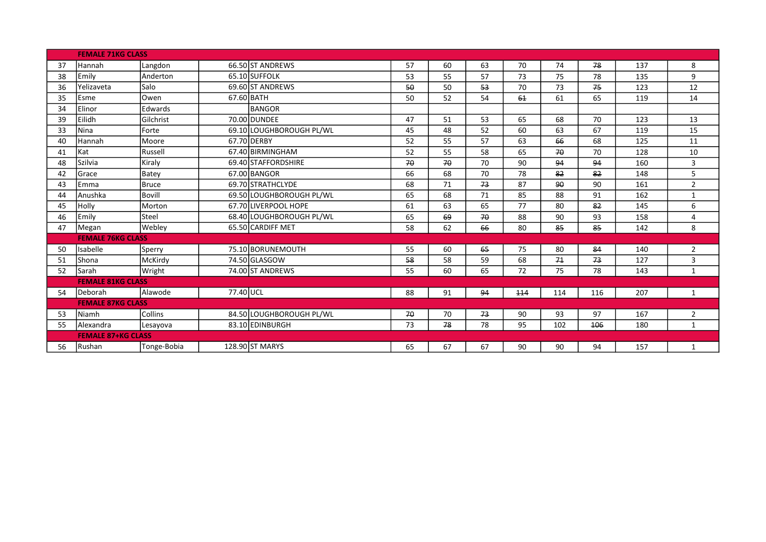| | | | | | | | | | | | | |
|---|---|---|---|---|---|---|---|---|---|---|---|---|
| | **FEMALE 71KG CLASS** | | | | | | | | | | | |
| 37 | Hannah | Langdon | 66.50 | ST ANDREWS | 57 | 60 | 63 | 70 | 74 | ~~78~~ | 137 | 8 |
| 38 | Emily | Anderton | 65.10 | SUFFOLK | 53 | 55 | 57 | 73 | 75 | 78 | 135 | 9 |
| 36 | Yelizaveta | Salo | 69.60 | ST ANDREWS | ~~50~~ | 50 | ~~53~~ | 70 | 73 | ~~75~~ | 123 | 12 |
| 35 | Esme | Owen | 67.60 | BATH | 50 | 52 | 54 | ~~61~~ | 61 | 65 | 119 | 14 |
| 34 | Elinor | Edwards | | BANGOR | | | | | | | | |
| 39 | Eilidh | Gilchrist | 70.00 | DUNDEE | 47 | 51 | 53 | 65 | 68 | 70 | 123 | 13 |
| 33 | Nina | Forte | 69.10 | LOUGHBOROUGH PL/WL | 45 | 48 | 52 | 60 | 63 | 67 | 119 | 15 |
| 40 | Hannah | Moore | 67.70 | DERBY | 52 | 55 | 57 | 63 | ~~66~~ | 68 | 125 | 11 |
| 41 | Kat | Russell | 67.40 | BIRMINGHAM | 52 | 55 | 58 | 65 | ~~70~~ | 70 | 128 | 10 |
| 48 | Szilvia | Kiraly | 69.40 | STAFFORDSHIRE | ~~70~~ | ~~70~~ | 70 | 90 | ~~94~~ | ~~94~~ | 160 | 3 |
| 42 | Grace | Batey | 67.00 | BANGOR | 66 | 68 | 70 | 78 | ~~82~~ | ~~82~~ | 148 | 5 |
| 43 | Emma | Bruce | 69.70 | STRATHCLYDE | 68 | 71 | ~~73~~ | 87 | ~~90~~ | 90 | 161 | 2 |
| 44 | Anushka | Bovill | 69.50 | LOUGHBOROUGH PL/WL | 65 | 68 | 71 | 85 | 88 | 91 | 162 | 1 |
| 45 | Holly | Morton | 67.70 | LIVERPOOL HOPE | 61 | 63 | 65 | 77 | 80 | ~~82~~ | 145 | 6 |
| 46 | Emily | Steel | 68.40 | LOUGHBOROUGH PL/WL | 65 | ~~69~~ | ~~70~~ | 88 | 90 | 93 | 158 | 4 |
| 47 | Megan | Webley | 65.50 | CARDIFF MET | 58 | 62 | ~~66~~ | 80 | ~~85~~ | ~~85~~ | 142 | 8 |
| | **FEMALE 76KG CLASS** | | | | | | | | | | | |
| 50 | Isabelle | Sperry | 75.10 | BORUNEMOUTH | 55 | 60 | ~~65~~ | 75 | 80 | ~~84~~ | 140 | 2 |
| 51 | Shona | McKirdy | 74.50 | GLASGOW | ~~58~~ | 58 | 59 | 68 | ~~71~~ | ~~73~~ | 127 | 3 |
| 52 | Sarah | Wright | 74.00 | ST ANDREWS | 55 | 60 | 65 | 72 | 75 | 78 | 143 | 1 |
| | **FEMALE 81KG CLASS** | | | | | | | | | | | |
| 54 | Deborah | Alawode | 77.40 | UCL | 88 | 91 | ~~94~~ | ~~114~~ | 114 | 116 | 207 | 1 |
| | **FEMALE 87KG CLASS** | | | | | | | | | | | |
| 53 | Niamh | Collins | 84.50 | LOUGHBOROUGH PL/WL | ~~70~~ | 70 | ~~73~~ | 90 | 93 | 97 | 167 | 2 |
| 55 | Alexandra | Lesayova | 83.10 | EDINBURGH | 73 | ~~78~~ | 78 | 95 | 102 | ~~106~~ | 180 | 1 |
| | **FEMALE 87+KG CLASS** | | | | | | | | | | | |
| 56 | Rushan | Tonge-Bobia | 128.90 | ST MARYS | 65 | 67 | 67 | 90 | 90 | 94 | 157 | 1 |